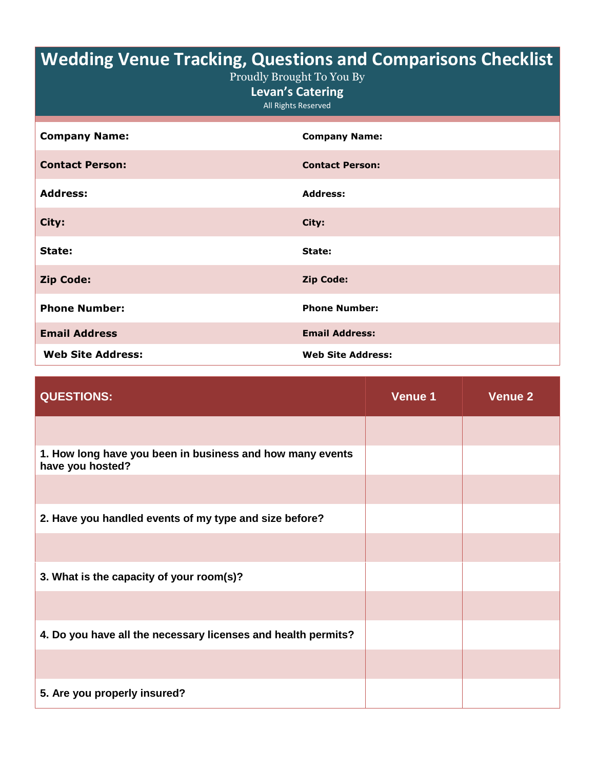# Wedding Venue Tracking, Questions and Comparisons Checklist

Proudly Brought To You By

**Levan's Catering**

All Rights Reserved

| | |
|---|---|
| **Company Name:** | **Company Name:** |
| **Contact Person:** | **Contact Person:** |
| **Address:** | **Address:** |
| **City:** | **City:** |
| **State:** | **State:** |
| **Zip Code:** | **Zip Code:** |
| **Phone Number:** | **Phone Number:** |
| **Email Address** | **Email Address:** |
| **Web Site Address:** | **Web Site Address:** |

| QUESTIONS: | Venue 1 | Venue 2 |
|---|---|---|
| | | |
| **1. How long have you been in business and how many events have you hosted?** | | |
| | | |
| **2. Have you handled events of my type and size before?** | | |
| | | |
| **3. What is the capacity of your room(s)?** | | |
| | | |
| **4. Do you have all the necessary licenses and health permits?** | | |
| | | |
| **5. Are you properly insured?** | | |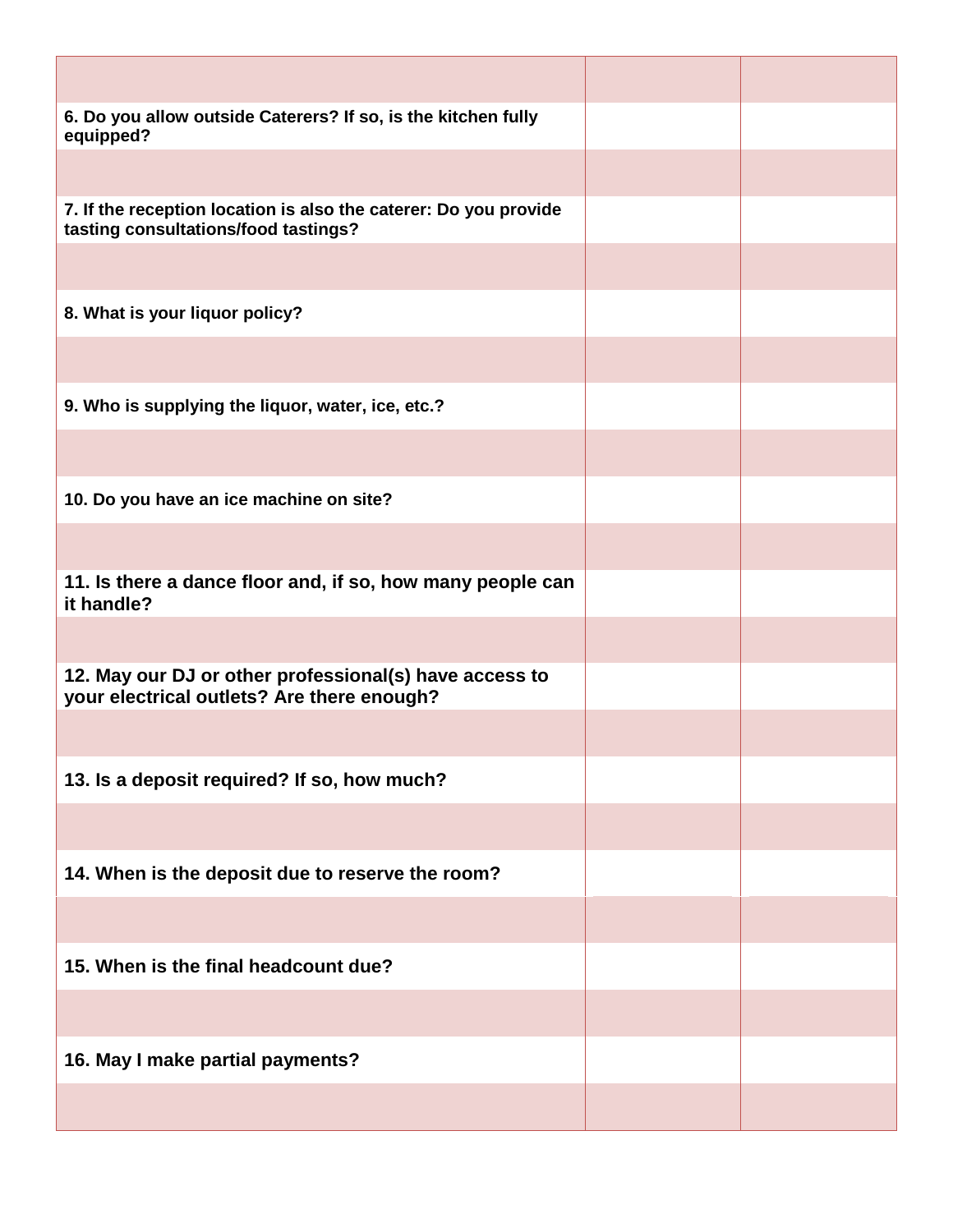| | | |
|---|---|---|
| | | |
| **6. Do you allow outside Caterers? If so, is the kitchen fully equipped?** | | |
| | | |
| **7. If the reception location is also the caterer: Do you provide tasting consultations/food tastings?** | | |
| | | |
| **8. What is your liquor policy?** | | |
| | | |
| **9. Who is supplying the liquor, water, ice, etc.?** | | |
| | | |
| **10. Do you have an ice machine on site?** | | |
| | | |
| **11. Is there a dance floor and, if so, how many people can it handle?** | | |
| | | |
| **12. May our DJ or other professional(s) have access to your electrical outlets? Are there enough?** | | |
| | | |
| **13. Is a deposit required? If so, how much?** | | |
| | | |
| **14. When is the deposit due to reserve the room?** | | |
| | | |
| **15. When is the final headcount due?** | | |
| | | |
| **16. May I make partial payments?** | | |
| | | |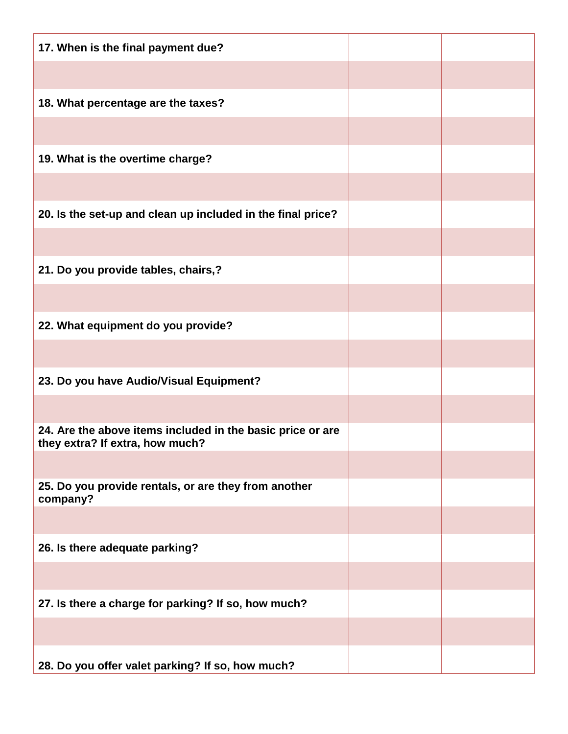| | | |
|---|---|---|
| **17. When is the final payment due?** | | |
| | | |
| **18. What percentage are the taxes?** | | |
| | | |
| **19. What is the overtime charge?** | | |
| | | |
| **20. Is the set-up and clean up included in the final price?** | | |
| | | |
| **21. Do you provide tables, chairs,?** | | |
| | | |
| **22. What equipment do you provide?** | | |
| | | |
| **23. Do you have Audio/Visual Equipment?** | | |
| | | |
| **24. Are the above items included in the basic price or are they extra? If extra, how much?** | | |
| | | |
| **25. Do you provide rentals, or are they from another company?** | | |
| | | |
| **26. Is there adequate parking?** | | |
| | | |
| **27. Is there a charge for parking? If so, how much?** | | |
| | | |
| **28. Do you offer valet parking? If so, how much?** | | |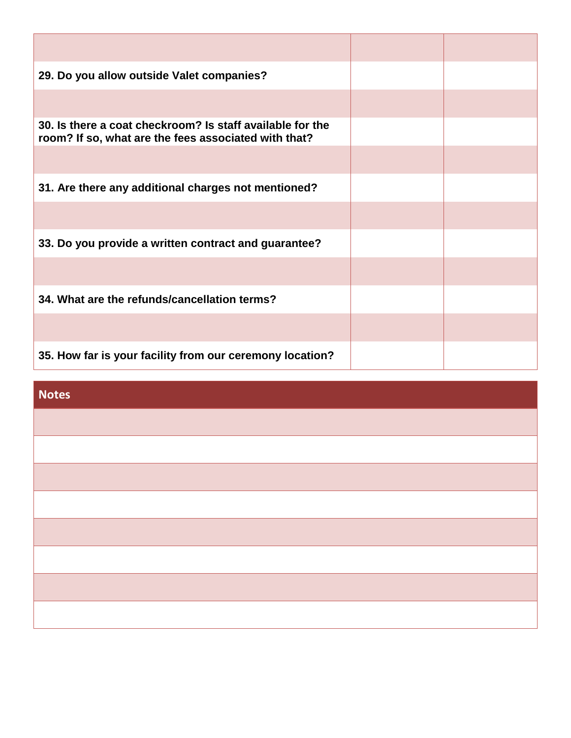| | | |
|---|---|---|
| | | |
| **29. Do you allow outside Valet companies?** | | |
| | | |
| **30. Is there a coat checkroom? Is staff available for the room? If so, what are the fees associated with that?** | | |
| | | |
| **31. Are there any additional charges not mentioned?** | | |
| | | |
| **33. Do you provide a written contract and guarantee?** | | |
| | | |
| **34. What are the refunds/cancellation terms?** | | |
| | | |
| **35. How far is your facility from our ceremony location?** | | |

| **Notes** |
|---|
| |
| |
| |
| |
| |
| |
| |
| |